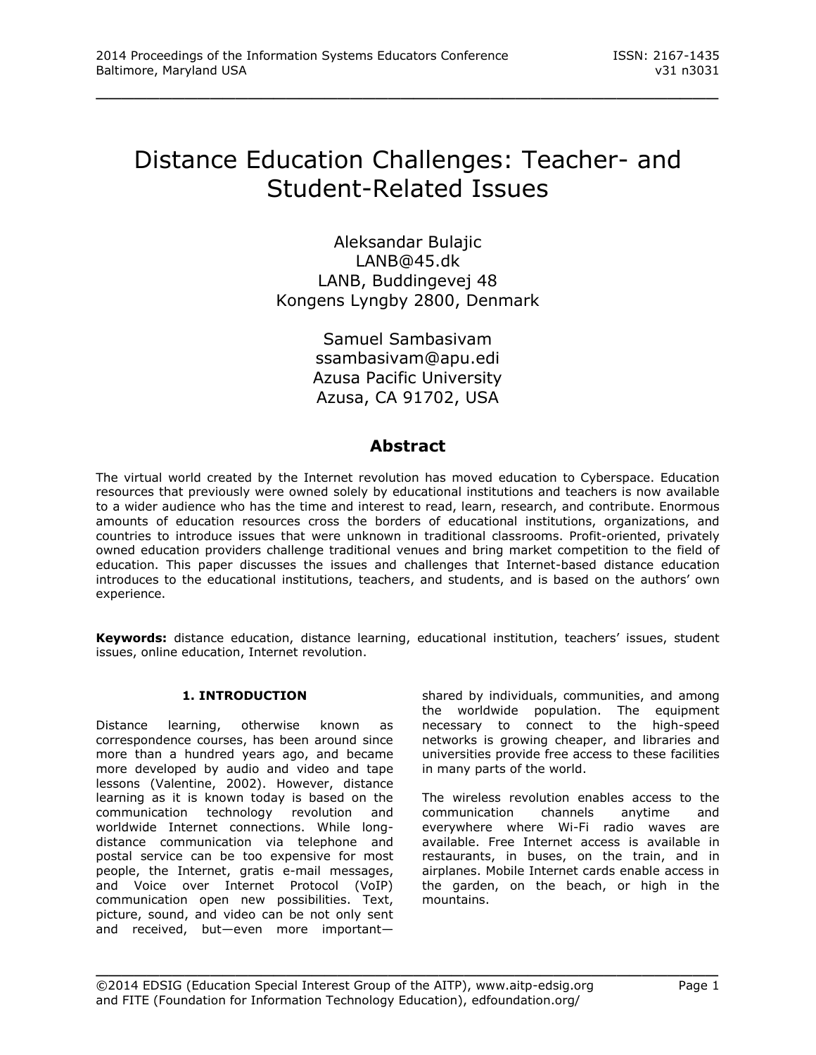# Distance Education Challenges: Teacher- and Student-Related Issues

Aleksandar Bulajic
LANB@45.dk
LANB, Buddingevej 48
Kongens Lyngby 2800, Denmark

Samuel Sambasivam
ssambasivam@apu.edi
Azusa Pacific University
Azusa, CA 91702, USA

## Abstract

The virtual world created by the Internet revolution has moved education to Cyberspace. Education resources that previously were owned solely by educational institutions and teachers is now available to a wider audience who has the time and interest to read, learn, research, and contribute. Enormous amounts of education resources cross the borders of educational institutions, organizations, and countries to introduce issues that were unknown in traditional classrooms. Profit-oriented, privately owned education providers challenge traditional venues and bring market competition to the field of education. This paper discusses the issues and challenges that Internet-based distance education introduces to the educational institutions, teachers, and students, and is based on the authors' own experience.

**Keywords:** distance education, distance learning, educational institution, teachers' issues, student issues, online education, Internet revolution.

## 1. INTRODUCTION

Distance learning, otherwise known as correspondence courses, has been around since more than a hundred years ago, and became more developed by audio and video and tape lessons (Valentine, 2002). However, distance learning as it is known today is based on the communication technology revolution and worldwide Internet connections. While long-distance communication via telephone and postal service can be too expensive for most people, the Internet, gratis e-mail messages, and Voice over Internet Protocol (VoIP) communication open new possibilities. Text, picture, sound, and video can be not only sent and received, but—even more important—shared by individuals, communities, and among the worldwide population. The equipment necessary to connect to the high-speed networks is growing cheaper, and libraries and universities provide free access to these facilities in many parts of the world.

The wireless revolution enables access to the communication channels anytime and everywhere where Wi-Fi radio waves are available. Free Internet access is available in restaurants, in buses, on the train, and in airplanes. Mobile Internet cards enable access in the garden, on the beach, or high in the mountains.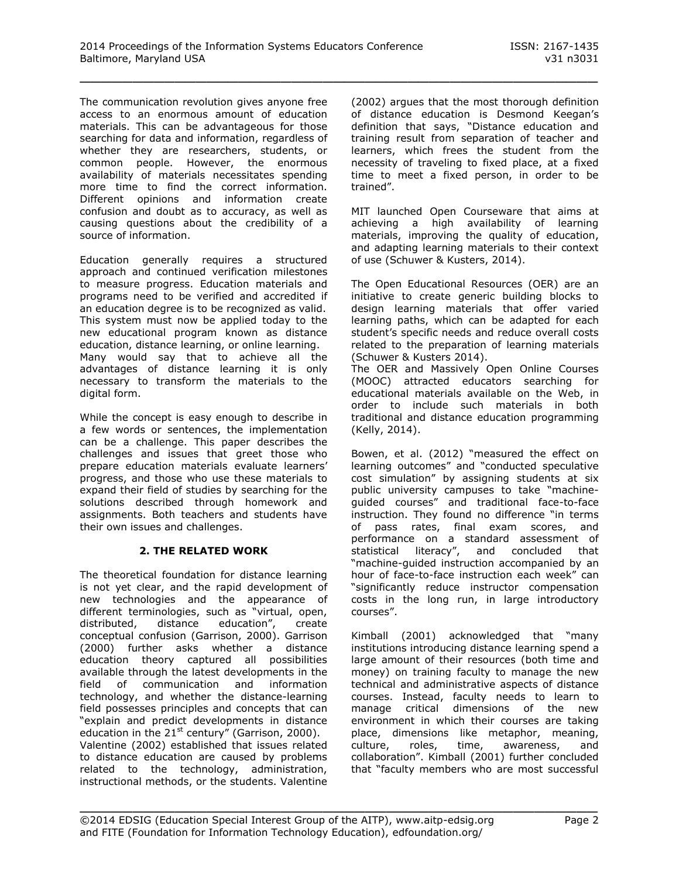The communication revolution gives anyone free access to an enormous amount of education materials. This can be advantageous for those searching for data and information, regardless of whether they are researchers, students, or common people. However, the enormous availability of materials necessitates spending more time to find the correct information. Different opinions and information create confusion and doubt as to accuracy, as well as causing questions about the credibility of a source of information.

Education generally requires a structured approach and continued verification milestones to measure progress. Education materials and programs need to be verified and accredited if an education degree is to be recognized as valid. This system must now be applied today to the new educational program known as distance education, distance learning, or online learning. Many would say that to achieve all the advantages of distance learning it is only necessary to transform the materials to the digital form.

While the concept is easy enough to describe in a few words or sentences, the implementation can be a challenge. This paper describes the challenges and issues that greet those who prepare education materials evaluate learners' progress, and those who use these materials to expand their field of studies by searching for the solutions described through homework and assignments. Both teachers and students have their own issues and challenges.

## 2. THE RELATED WORK

The theoretical foundation for distance learning is not yet clear, and the rapid development of new technologies and the appearance of different terminologies, such as "virtual, open, distributed, distance education", create conceptual confusion (Garrison, 2000). Garrison (2000) further asks whether a distance education theory captured all possibilities available through the latest developments in the field of communication and information technology, and whether the distance-learning field possesses principles and concepts that can "explain and predict developments in distance education in the 21st century" (Garrison, 2000).

Valentine (2002) established that issues related to distance education are caused by problems related to the technology, administration, instructional methods, or the students. Valentine (2002) argues that the most thorough definition of distance education is Desmond Keegan's definition that says, "Distance education and training result from separation of teacher and learners, which frees the student from the necessity of traveling to fixed place, at a fixed time to meet a fixed person, in order to be trained".

MIT launched Open Courseware that aims at achieving a high availability of learning materials, improving the quality of education, and adapting learning materials to their context of use (Schuwer & Kusters, 2014).

The Open Educational Resources (OER) are an initiative to create generic building blocks to design learning materials that offer varied learning paths, which can be adapted for each student's specific needs and reduce overall costs related to the preparation of learning materials (Schuwer & Kusters 2014).

The OER and Massively Open Online Courses (MOOC) attracted educators searching for educational materials available on the Web, in order to include such materials in both traditional and distance education programming (Kelly, 2014).

Bowen, et al. (2012) "measured the effect on learning outcomes" and "conducted speculative cost simulation" by assigning students at six public university campuses to take "machine-guided courses" and traditional face-to-face instruction. They found no difference "in terms of pass rates, final exam scores, and performance on a standard assessment of statistical literacy", and concluded that "machine-guided instruction accompanied by an hour of face-to-face instruction each week" can "significantly reduce instructor compensation costs in the long run, in large introductory courses".

Kimball (2001) acknowledged that "many institutions introducing distance learning spend a large amount of their resources (both time and money) on training faculty to manage the new technical and administrative aspects of distance courses. Instead, faculty needs to learn to manage critical dimensions of the new environment in which their courses are taking place, dimensions like metaphor, meaning, culture, roles, time, awareness, and collaboration". Kimball (2001) further concluded that "faculty members who are most successful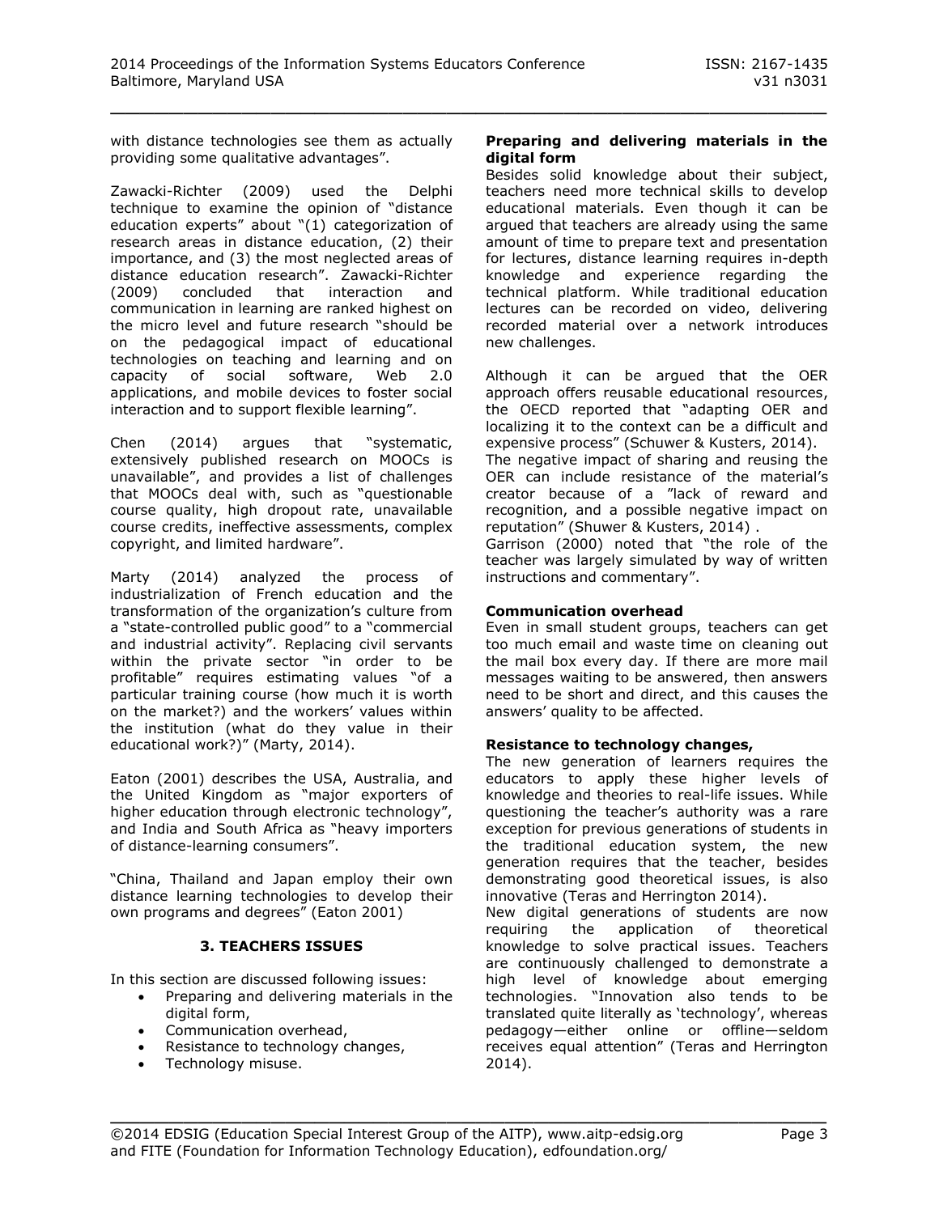with distance technologies see them as actually providing some qualitative advantages".

Zawacki-Richter (2009) used the Delphi technique to examine the opinion of "distance education experts" about "(1) categorization of research areas in distance education, (2) their importance, and (3) the most neglected areas of distance education research". Zawacki-Richter (2009) concluded that interaction and communication in learning are ranked highest on the micro level and future research "should be on the pedagogical impact of educational technologies on teaching and learning and on capacity of social software, Web 2.0 applications, and mobile devices to foster social interaction and to support flexible learning".

Chen (2014) argues that "systematic, extensively published research on MOOCs is unavailable", and provides a list of challenges that MOOCs deal with, such as "questionable course quality, high dropout rate, unavailable course credits, ineffective assessments, complex copyright, and limited hardware".

Marty (2014) analyzed the process of industrialization of French education and the transformation of the organization's culture from a "state-controlled public good" to a "commercial and industrial activity". Replacing civil servants within the private sector "in order to be profitable" requires estimating values "of a particular training course (how much it is worth on the market?) and the workers' values within the institution (what do they value in their educational work?)" (Marty, 2014).

Eaton (2001) describes the USA, Australia, and the United Kingdom as "major exporters of higher education through electronic technology", and India and South Africa as "heavy importers of distance-learning consumers".

"China, Thailand and Japan employ their own distance learning technologies to develop their own programs and degrees" (Eaton 2001)

## 3. TEACHERS ISSUES

In this section are discussed following issues:

- Preparing and delivering materials in the digital form,
- Communication overhead,
- Resistance to technology changes,
- Technology misuse.

**Preparing and delivering materials in the digital form**

Besides solid knowledge about their subject, teachers need more technical skills to develop educational materials. Even though it can be argued that teachers are already using the same amount of time to prepare text and presentation for lectures, distance learning requires in-depth knowledge and experience regarding the technical platform. While traditional education lectures can be recorded on video, delivering recorded material over a network introduces new challenges.

Although it can be argued that the OER approach offers reusable educational resources, the OECD reported that "adapting OER and localizing it to the context can be a difficult and expensive process" (Schuwer & Kusters, 2014).
The negative impact of sharing and reusing the OER can include resistance of the material's creator because of a "lack of reward and recognition, and a possible negative impact on reputation" (Shuwer & Kusters, 2014) .
Garrison (2000) noted that "the role of the teacher was largely simulated by way of written instructions and commentary".

**Communication overhead**

Even in small student groups, teachers can get too much email and waste time on cleaning out the mail box every day. If there are more mail messages waiting to be answered, then answers need to be short and direct, and this causes the answers' quality to be affected.

**Resistance to technology changes,**

The new generation of learners requires the educators to apply these higher levels of knowledge and theories to real-life issues. While questioning the teacher's authority was a rare exception for previous generations of students in the traditional education system, the new generation requires that the teacher, besides demonstrating good theoretical issues, is also innovative (Teras and Herrington 2014).
New digital generations of students are now requiring the application of theoretical knowledge to solve practical issues. Teachers are continuously challenged to demonstrate a high level of knowledge about emerging technologies. "Innovation also tends to be translated quite literally as 'technology', whereas pedagogy—either online or offline—seldom receives equal attention" (Teras and Herrington 2014).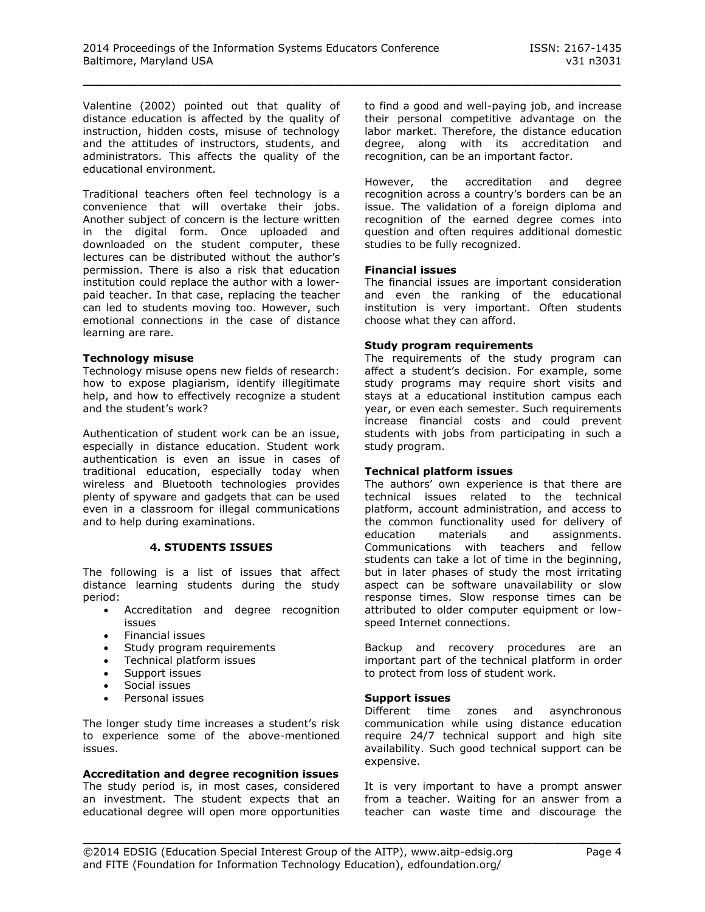Valentine (2002) pointed out that quality of distance education is affected by the quality of instruction, hidden costs, misuse of technology and the attitudes of instructors, students, and administrators. This affects the quality of the educational environment.

Traditional teachers often feel technology is a convenience that will overtake their jobs. Another subject of concern is the lecture written in the digital form. Once uploaded and downloaded on the student computer, these lectures can be distributed without the author's permission. There is also a risk that education institution could replace the author with a lower-paid teacher. In that case, replacing the teacher can led to students moving too. However, such emotional connections in the case of distance learning are rare.

**Technology misuse**

Technology misuse opens new fields of research: how to expose plagiarism, identify illegitimate help, and how to effectively recognize a student and the student's work?

Authentication of student work can be an issue, especially in distance education. Student work authentication is even an issue in cases of traditional education, especially today when wireless and Bluetooth technologies provides plenty of spyware and gadgets that can be used even in a classroom for illegal communications and to help during examinations.

## 4. STUDENTS ISSUES

The following is a list of issues that affect distance learning students during the study period:

- Accreditation and degree recognition issues
- Financial issues
- Study program requirements
- Technical platform issues
- Support issues
- Social issues
- Personal issues

The longer study time increases a student's risk to experience some of the above-mentioned issues.

**Accreditation and degree recognition issues**

The study period is, in most cases, considered an investment. The student expects that an educational degree will open more opportunities to find a good and well-paying job, and increase their personal competitive advantage on the labor market. Therefore, the distance education degree, along with its accreditation and recognition, can be an important factor.

However, the accreditation and degree recognition across a country's borders can be an issue. The validation of a foreign diploma and recognition of the earned degree comes into question and often requires additional domestic studies to be fully recognized.

**Financial issues**

The financial issues are important consideration and even the ranking of the educational institution is very important. Often students choose what they can afford.

**Study program requirements**

The requirements of the study program can affect a student's decision. For example, some study programs may require short visits and stays at a educational institution campus each year, or even each semester. Such requirements increase financial costs and could prevent students with jobs from participating in such a study program.

**Technical platform issues**

The authors' own experience is that there are technical issues related to the technical platform, account administration, and access to the common functionality used for delivery of education materials and assignments. Communications with teachers and fellow students can take a lot of time in the beginning, but in later phases of study the most irritating aspect can be software unavailability or slow response times. Slow response times can be attributed to older computer equipment or low-speed Internet connections.

Backup and recovery procedures are an important part of the technical platform in order to protect from loss of student work.

**Support issues**

Different time zones and asynchronous communication while using distance education require 24/7 technical support and high site availability. Such good technical support can be expensive.

It is very important to have a prompt answer from a teacher. Waiting for an answer from a teacher can waste time and discourage the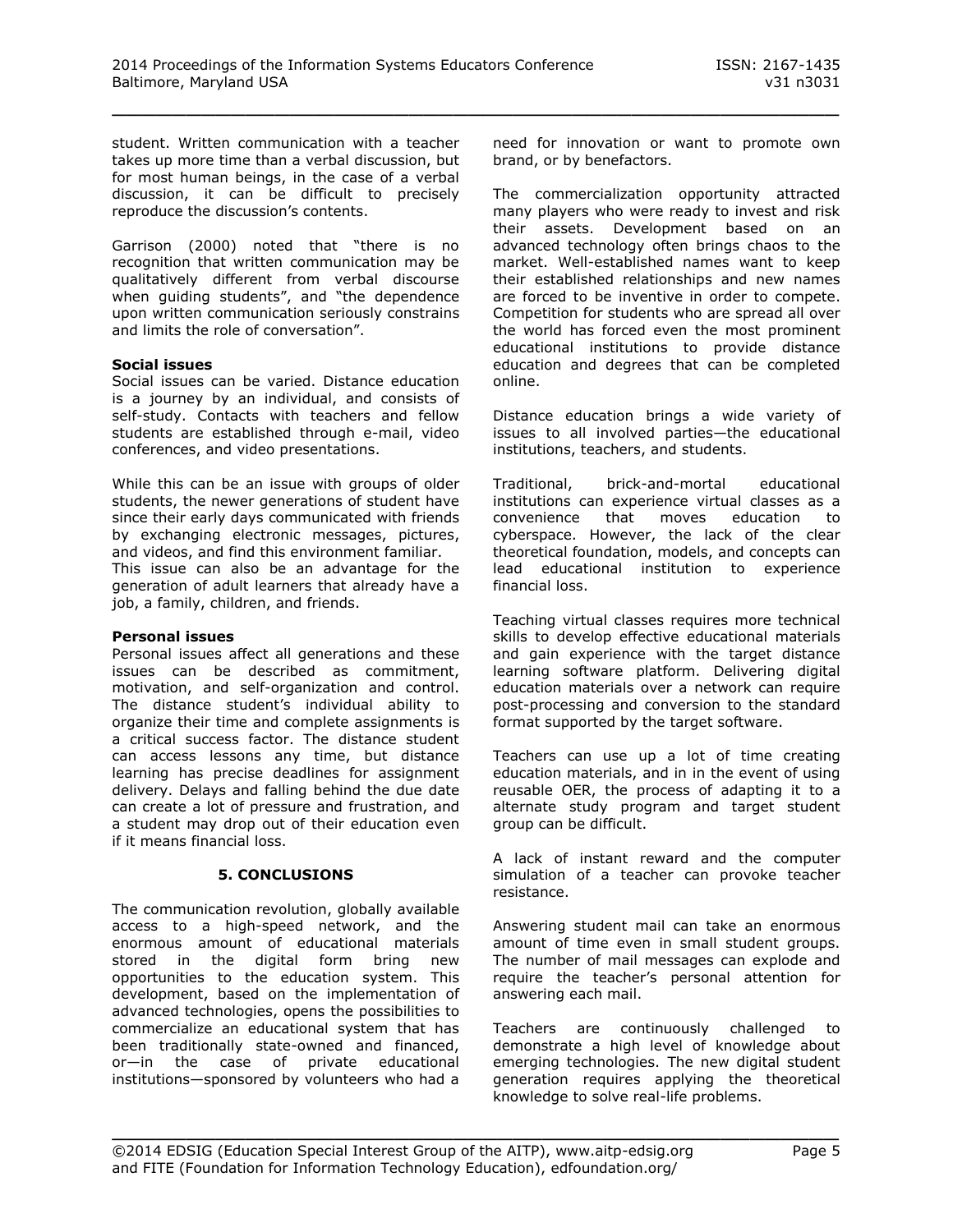student. Written communication with a teacher takes up more time than a verbal discussion, but for most human beings, in the case of a verbal discussion, it can be difficult to precisely reproduce the discussion's contents.

Garrison (2000) noted that "there is no recognition that written communication may be qualitatively different from verbal discourse when guiding students", and "the dependence upon written communication seriously constrains and limits the role of conversation".

**Social issues**

Social issues can be varied. Distance education is a journey by an individual, and consists of self-study. Contacts with teachers and fellow students are established through e-mail, video conferences, and video presentations.

While this can be an issue with groups of older students, the newer generations of student have since their early days communicated with friends by exchanging electronic messages, pictures, and videos, and find this environment familiar. This issue can also be an advantage for the generation of adult learners that already have a job, a family, children, and friends.

**Personal issues**

Personal issues affect all generations and these issues can be described as commitment, motivation, and self-organization and control. The distance student's individual ability to organize their time and complete assignments is a critical success factor. The distance student can access lessons any time, but distance learning has precise deadlines for assignment delivery. Delays and falling behind the due date can create a lot of pressure and frustration, and a student may drop out of their education even if it means financial loss.

## 5. CONCLUSIONS

The communication revolution, globally available access to a high-speed network, and the enormous amount of educational materials stored in the digital form bring new opportunities to the education system. This development, based on the implementation of advanced technologies, opens the possibilities to commercialize an educational system that has been traditionally state-owned and financed, or—in the case of private educational institutions—sponsored by volunteers who had a need for innovation or want to promote own brand, or by benefactors.

The commercialization opportunity attracted many players who were ready to invest and risk their assets. Development based on an advanced technology often brings chaos to the market. Well-established names want to keep their established relationships and new names are forced to be inventive in order to compete. Competition for students who are spread all over the world has forced even the most prominent educational institutions to provide distance education and degrees that can be completed online.

Distance education brings a wide variety of issues to all involved parties—the educational institutions, teachers, and students.

Traditional, brick-and-mortal educational institutions can experience virtual classes as a convenience that moves education to cyberspace. However, the lack of the clear theoretical foundation, models, and concepts can lead educational institution to experience financial loss.

Teaching virtual classes requires more technical skills to develop effective educational materials and gain experience with the target distance learning software platform. Delivering digital education materials over a network can require post-processing and conversion to the standard format supported by the target software.

Teachers can use up a lot of time creating education materials, and in in the event of using reusable OER, the process of adapting it to a alternate study program and target student group can be difficult.

A lack of instant reward and the computer simulation of a teacher can provoke teacher resistance.

Answering student mail can take an enormous amount of time even in small student groups. The number of mail messages can explode and require the teacher's personal attention for answering each mail.

Teachers are continuously challenged to demonstrate a high level of knowledge about emerging technologies. The new digital student generation requires applying the theoretical knowledge to solve real-life problems.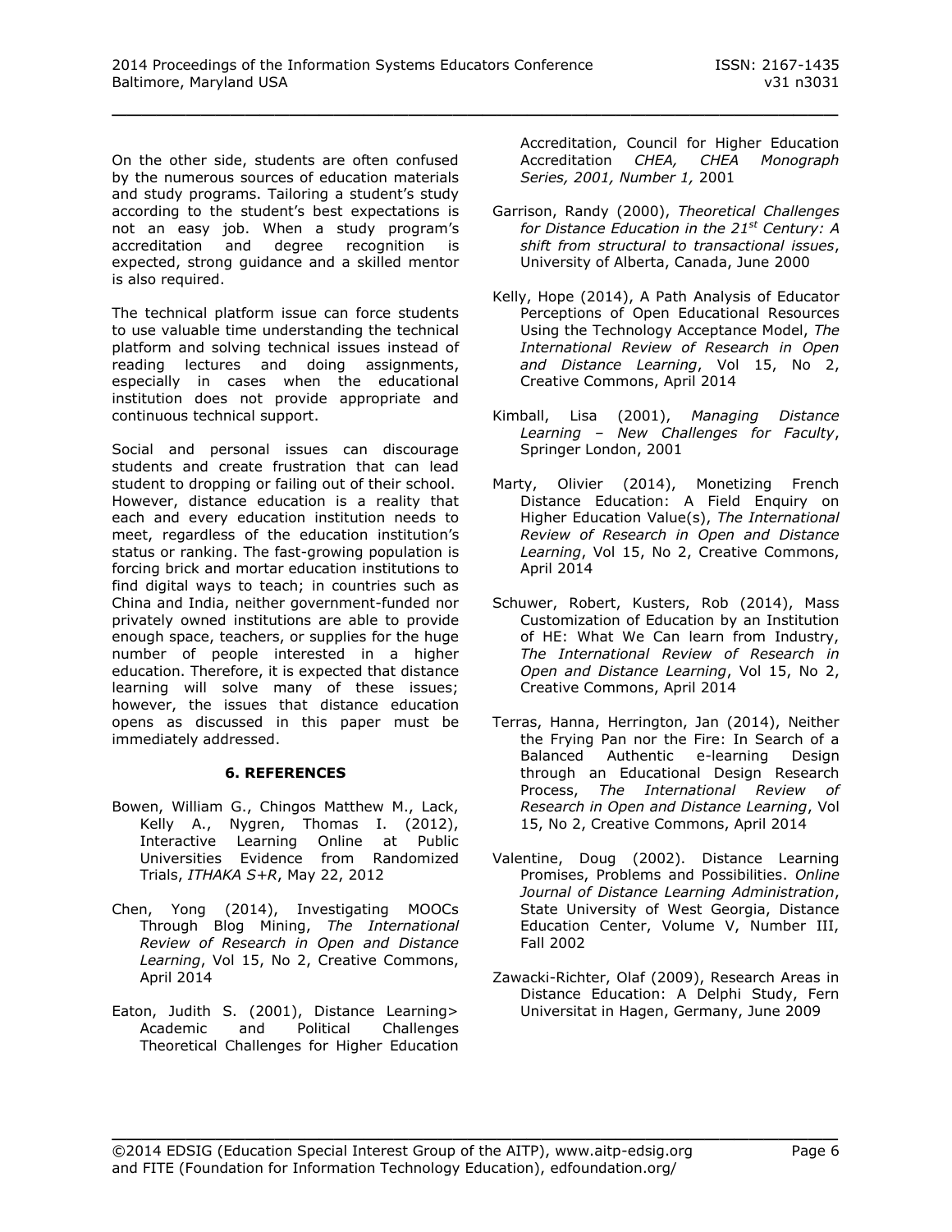On the other side, students are often confused by the numerous sources of education materials and study programs. Tailoring a student's study according to the student's best expectations is not an easy job. When a study program's accreditation and degree recognition is expected, strong guidance and a skilled mentor is also required.

The technical platform issue can force students to use valuable time understanding the technical platform and solving technical issues instead of reading lectures and doing assignments, especially in cases when the educational institution does not provide appropriate and continuous technical support.

Social and personal issues can discourage students and create frustration that can lead student to dropping or failing out of their school. However, distance education is a reality that each and every education institution needs to meet, regardless of the education institution's status or ranking. The fast-growing population is forcing brick and mortar education institutions to find digital ways to teach; in countries such as China and India, neither government-funded nor privately owned institutions are able to provide enough space, teachers, or supplies for the huge number of people interested in a higher education. Therefore, it is expected that distance learning will solve many of these issues; however, the issues that distance education opens as discussed in this paper must be immediately addressed.

## 6. REFERENCES

Bowen, William G., Chingos Matthew M., Lack, Kelly A., Nygren, Thomas I. (2012), Interactive Learning Online at Public Universities Evidence from Randomized Trials, *ITHAKA S+R*, May 22, 2012

Chen, Yong (2014), Investigating MOOCs Through Blog Mining, *The International Review of Research in Open and Distance Learning*, Vol 15, No 2, Creative Commons, April 2014

Eaton, Judith S. (2001), Distance Learning> Academic and Political Challenges Theoretical Challenges for Higher Education Accreditation, Council for Higher Education Accreditation *CHEA, CHEA Monograph Series, 2001, Number 1,* 2001

Garrison, Randy (2000), *Theoretical Challenges for Distance Education in the 21st Century: A shift from structural to transactional issues*, University of Alberta, Canada, June 2000

Kelly, Hope (2014), A Path Analysis of Educator Perceptions of Open Educational Resources Using the Technology Acceptance Model, *The International Review of Research in Open and Distance Learning*, Vol 15, No 2, Creative Commons, April 2014

Kimball, Lisa (2001), *Managing Distance Learning – New Challenges for Faculty*, Springer London, 2001

Marty, Olivier (2014), Monetizing French Distance Education: A Field Enquiry on Higher Education Value(s), *The International Review of Research in Open and Distance Learning*, Vol 15, No 2, Creative Commons, April 2014

Schuwer, Robert, Kusters, Rob (2014), Mass Customization of Education by an Institution of HE: What We Can learn from Industry, *The International Review of Research in Open and Distance Learning*, Vol 15, No 2, Creative Commons, April 2014

Terras, Hanna, Herrington, Jan (2014), Neither the Frying Pan nor the Fire: In Search of a Balanced Authentic e-learning Design through an Educational Design Research Process, *The International Review of Research in Open and Distance Learning*, Vol 15, No 2, Creative Commons, April 2014

Valentine, Doug (2002). Distance Learning Promises, Problems and Possibilities. *Online Journal of Distance Learning Administration*, State University of West Georgia, Distance Education Center, Volume V, Number III, Fall 2002

Zawacki-Richter, Olaf (2009), Research Areas in Distance Education: A Delphi Study, Fern Universitat in Hagen, Germany, June 2009